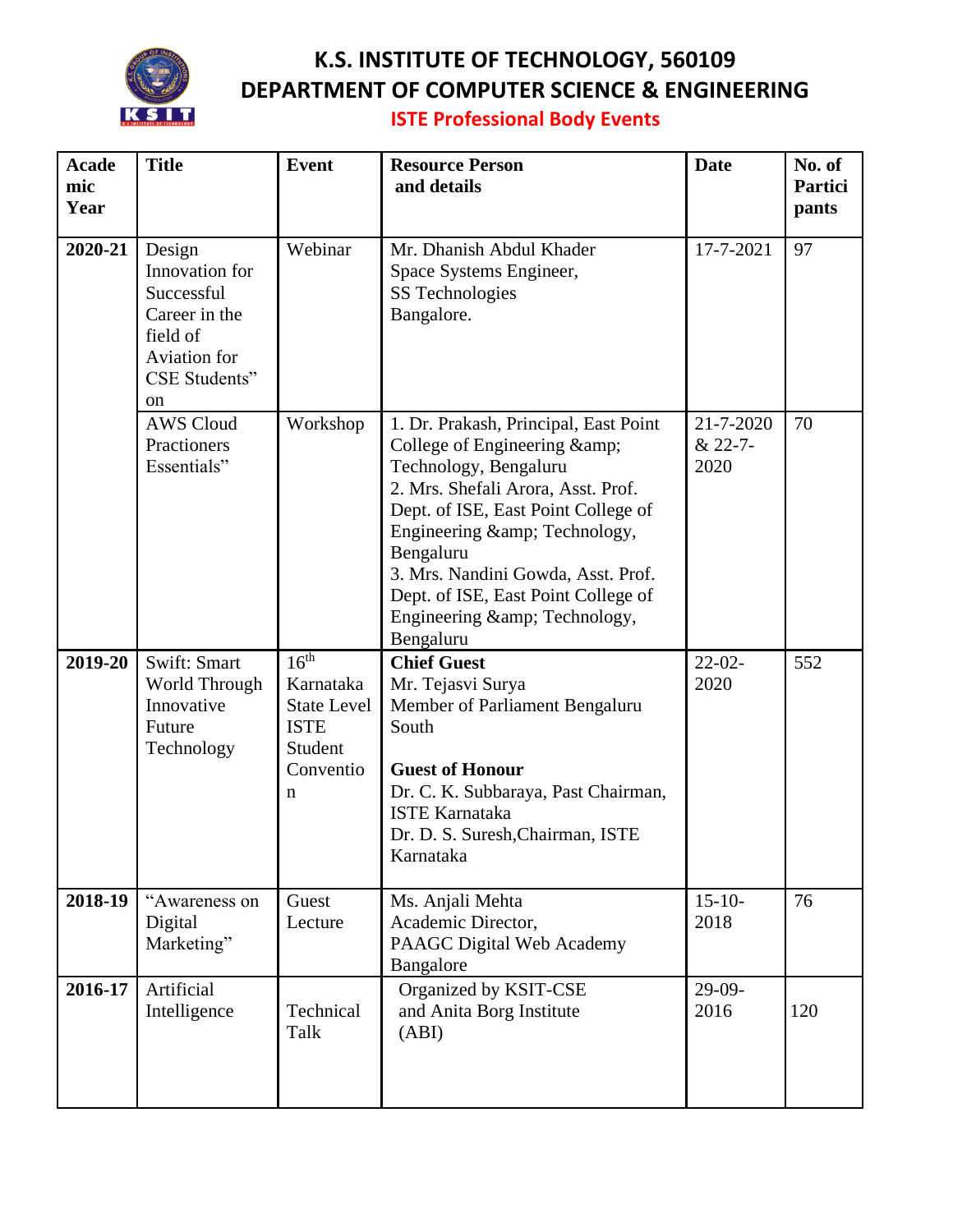# K.S. INSTITUTE OF TECHNOLOGY, 560109

## DEPARTMENT OF COMPUTER SCIENCE & ENGINEERING

### ISTE Professional Body Events

| Academic Year | Title | Event | Resource Person and details | Date | No. of Participants |
|---|---|---|---|---|---|
| 2020-21 | Design Innovation for Successful Career in the field of Aviation for CSE Students" on | Webinar | Mr. Dhanish Abdul Khader<br>Space Systems Engineer,<br>SS Technologies<br>Bangalore. | 17-7-2021 | 97 |
| | AWS Cloud Practioners Essentials" | Workshop | 1. Dr. Prakash, Principal, East Point College of Engineering &amp; Technology, Bengaluru<br>2. Mrs. Shefali Arora, Asst. Prof. Dept. of ISE, East Point College of Engineering &amp; Technology, Bengaluru<br>3. Mrs. Nandini Gowda, Asst. Prof. Dept. of ISE, East Point College of Engineering &amp; Technology, Bengaluru | 21-7-2020 & 22-7-2020 | 70 |
| 2019-20 | Swift: Smart World Through Innovative Future Technology | 16th Karnataka State Level ISTE Student Convention | **Chief Guest**<br>Mr. Tejasvi Surya<br>Member of Parliament Bengaluru South<br><br>**Guest of Honour**<br>Dr. C. K. Subbaraya, Past Chairman, ISTE Karnataka<br>Dr. D. S. Suresh,Chairman, ISTE Karnataka | 22-02-2020 | 552 |
| 2018-19 | "Awareness on Digital Marketing" | Guest Lecture | Ms. Anjali Mehta<br>Academic Director,<br>PAAGC Digital Web Academy<br>Bangalore | 15-10-2018 | 76 |
| 2016-17 | Artificial Intelligence | Technical Talk | Organized by KSIT-CSE and Anita Borg Institute (ABI) | 29-09-2016 | 120 |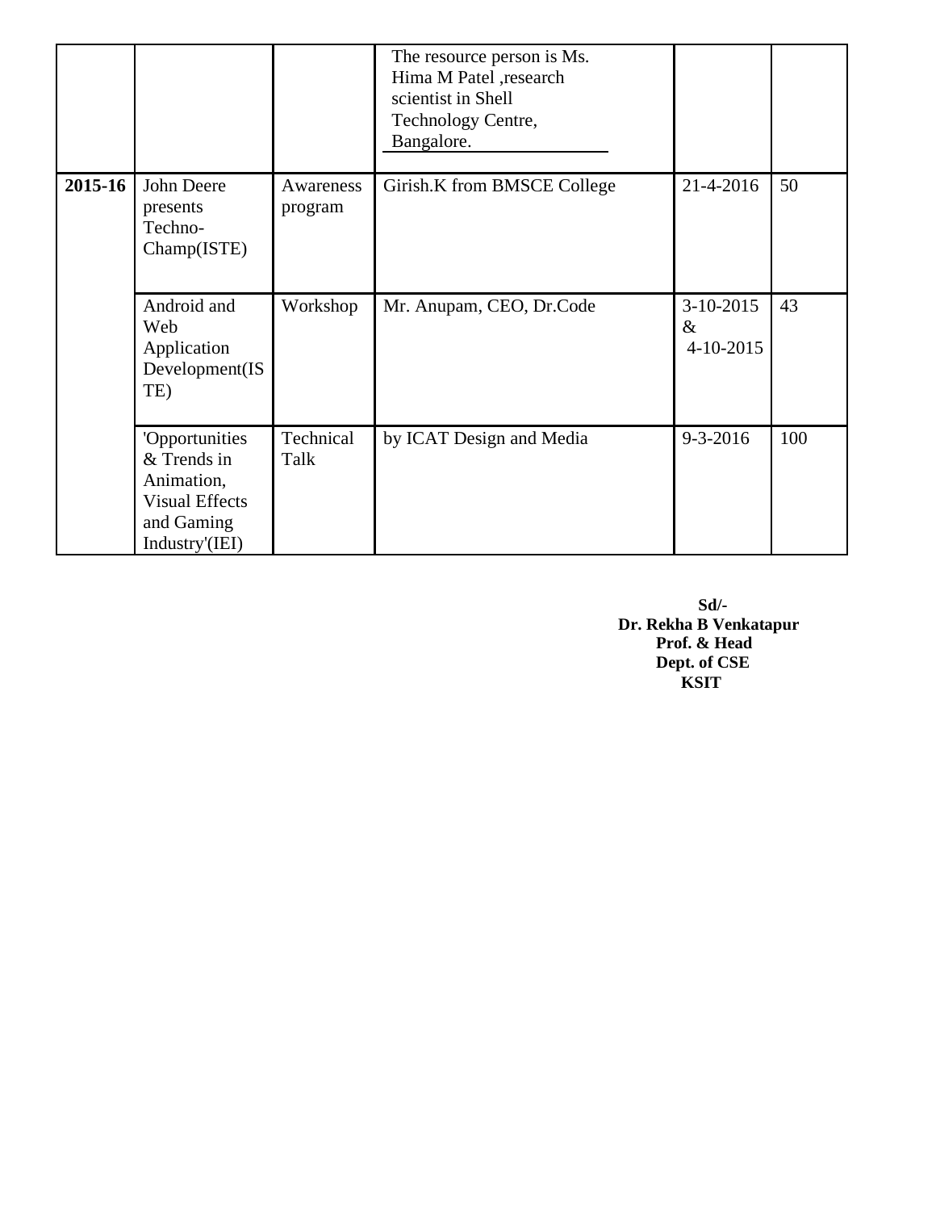| | | | | | |
|---|---|---|---|---|---|
| | | | The resource person is Ms. Hima M Patel ,research scientist in Shell Technology Centre, Bangalore. | | |
| **2015-16** | John Deere presents Techno-Champ(ISTE) | Awareness program | Girish.K from BMSCE College | 21-4-2016 | 50 |
| | Android and Web Application Development(ISTE) | Workshop | Mr. Anupam, CEO, Dr.Code | 3-10-2015 & 4-10-2015 | 43 |
| | 'Opportunities & Trends in Animation, Visual Effects and Gaming Industry'(IEI) | Technical Talk | by ICAT Design and Media | 9-3-2016 | 100 |

**Sd/-**
**Dr. Rekha B Venkatapur**
**Prof. & Head**
**Dept. of CSE**
**KSIT**